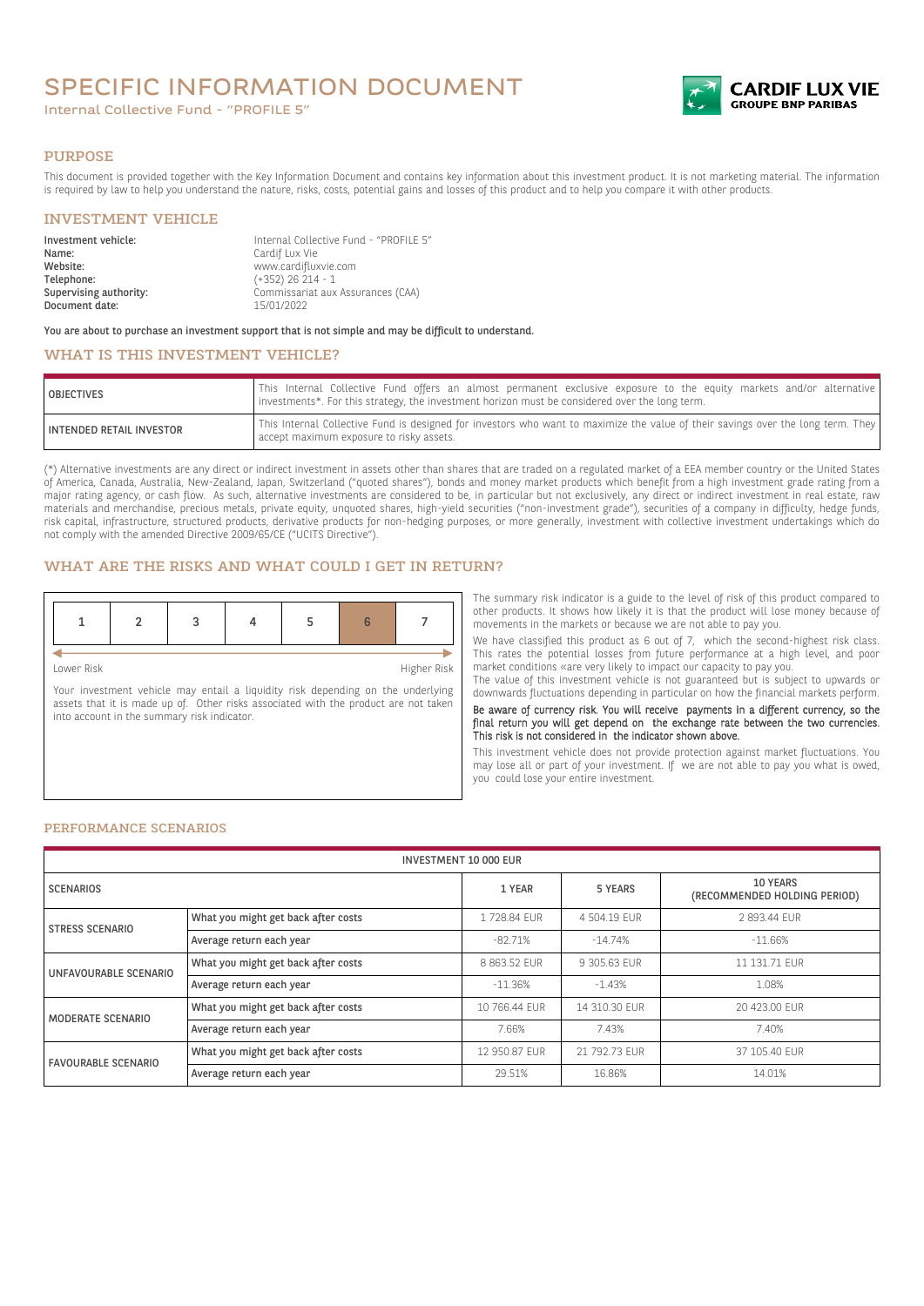# SPECIFIC INFORMATION DOCUMENT

Internal Collective Fund - "PROFILE 5"

CARDIF LUX VIE
GROUPE BNP PARIBAS

## PURPOSE

This document is provided together with the Key Information Document and contains key information about this investment product. It is not marketing material. The information is required by law to help you understand the nature, risks, costs, potential gains and losses of this product and to help you compare it with other products.

## INVESTMENT VEHICLE

**Investment vehicle:** Internal Collective Fund - "PROFILE 5"
**Name:** Cardif Lux Vie
**Website:** www.cardifluxvie.com
**Telephone:** (+352) 26 214 - 1
**Supervising authority:** Commissariat aux Assurances (CAA)
**Document date:** 15/01/2022

**You are about to purchase an investment support that is not simple and may be difficult to understand.**

## WHAT IS THIS INVESTMENT VEHICLE?

| | |
|---|---|
| OBJECTIVES | This Internal Collective Fund offers an almost permanent exclusive exposure to the equity markets and/or alternative investments*. For this strategy, the investment horizon must be considered over the long term. |
| INTENDED RETAIL INVESTOR | This Internal Collective Fund is designed for investors who want to maximize the value of their savings over the long term. They accept maximum exposure to risky assets. |

(*) Alternative investments are any direct or indirect investment in assets other than shares that are traded on a regulated market of a EEA member country or the United States of America, Canada, Australia, New-Zealand, Japan, Switzerland ("quoted shares"), bonds and money market products which benefit from a high investment grade rating from a major rating agency, or cash flow. As such, alternative investments are considered to be, in particular but not exclusively, any direct or indirect investment in real estate, raw materials and merchandise, precious metals, private equity, unquoted shares, high-yield securities ("non-investment grade"), securities of a company in difficulty, hedge funds, risk capital, infrastructure, structured products, derivative products for non-hedging purposes, or more generally, investment with collective investment undertakings which do not comply with the amended Directive 2009/65/CE ("UCITS Directive").

## WHAT ARE THE RISKS AND WHAT COULD I GET IN RETURN?

| 1 | 2 | 3 | 4 | 5 | **6** | 7 |
|---|---|---|---|---|---|---|

Lower Risk — Higher Risk

Your investment vehicle may entail a liquidity risk depending on the underlying assets that it is made up of. Other risks associated with the product are not taken into account in the summary risk indicator.

The summary risk indicator is a guide to the level of risk of this product compared to other products. It shows how likely it is that the product will lose money because of movements in the markets or because we are not able to pay you.

We have classified this product as 6 out of 7, which the second-highest risk class. This rates the potential losses from future performance at a high level, and poor market conditions «are very likely to impact our capacity to pay you.

The value of this investment vehicle is not guaranteed but is subject to upwards or downwards fluctuations depending in particular on how the financial markets perform.

**Be aware of currency risk. You will receive payments in a different currency, so the final return you will get depend on the exchange rate between the two currencies. This risk is not considered in the indicator shown above.**

This investment vehicle does not provide protection against market fluctuations. You may lose all or part of your investment. If we are not able to pay you what is owed, you could lose your entire investment.

### PERFORMANCE SCENARIOS

| INVESTMENT 10 000 EUR | | | | |
|---|---|---|---|---|
| SCENARIOS | | 1 YEAR | 5 YEARS | 10 YEARS (RECOMMENDED HOLDING PERIOD) |
| STRESS SCENARIO | What you might get back after costs | 1 728.84 EUR | 4 504.19 EUR | 2 893.44 EUR |
| | Average return each year | -82.71% | -14.74% | -11.66% |
| UNFAVOURABLE SCENARIO | What you might get back after costs | 8 863.52 EUR | 9 305.63 EUR | 11 131.71 EUR |
| | Average return each year | -11.36% | -1.43% | 1.08% |
| MODERATE SCENARIO | What you might get back after costs | 10 766.44 EUR | 14 310.30 EUR | 20 423.00 EUR |
| | Average return each year | 7.66% | 7.43% | 7.40% |
| FAVOURABLE SCENARIO | What you might get back after costs | 12 950.87 EUR | 21 792.73 EUR | 37 105.40 EUR |
| | Average return each year | 29.51% | 16.86% | 14.01% |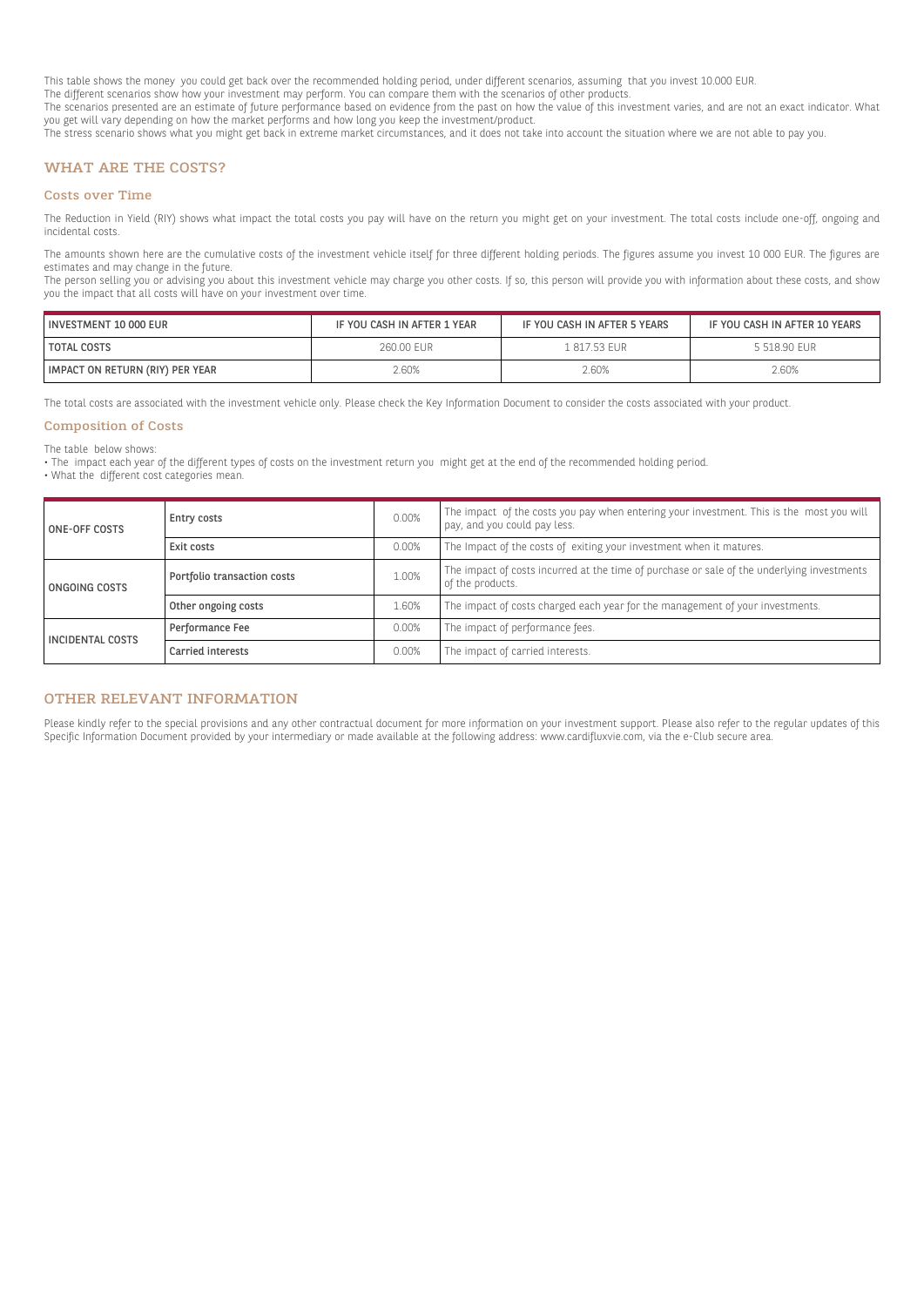This table shows the money you could get back over the recommended holding period, under different scenarios, assuming that you invest 10.000 EUR.
The different scenarios show how your investment may perform. You can compare them with the scenarios of other products.
The scenarios presented are an estimate of future performance based on evidence from the past on how the value of this investment varies, and are not an exact indicator. What you get will vary depending on how the market performs and how long you keep the investment/product.
The stress scenario shows what you might get back in extreme market circumstances, and it does not take into account the situation where we are not able to pay you.

## WHAT ARE THE COSTS?

### Costs over Time

The Reduction in Yield (RIY) shows what impact the total costs you pay will have on the return you might get on your investment. The total costs include one-off, ongoing and incidental costs.

The amounts shown here are the cumulative costs of the investment vehicle itself for three different holding periods. The figures assume you invest 10 000 EUR. The figures are estimates and may change in the future.
The person selling you or advising you about this investment vehicle may charge you other costs. If so, this person will provide you with information about these costs, and show you the impact that all costs will have on your investment over time.

| INVESTMENT 10 000 EUR | IF YOU CASH IN AFTER 1 YEAR | IF YOU CASH IN AFTER 5 YEARS | IF YOU CASH IN AFTER 10 YEARS |
|---|---|---|---|
| TOTAL COSTS | 260.00 EUR | 1 817.53 EUR | 5 518.90 EUR |
| IMPACT ON RETURN (RIY) PER YEAR | 2.60% | 2.60% | 2.60% |

The total costs are associated with the investment vehicle only. Please check the Key Information Document to consider the costs associated with your product.

### Composition of Costs

The table below shows:
- The impact each year of the different types of costs on the investment return you might get at the end of the recommended holding period.
- What the different cost categories mean.

| | | | |
|---|---|---|---|
| ONE-OFF COSTS | Entry costs | 0.00% | The impact of the costs you pay when entering your investment. This is the most you will pay, and you could pay less. |
| | Exit costs | 0.00% | The Impact of the costs of exiting your investment when it matures. |
| ONGOING COSTS | Portfolio transaction costs | 1.00% | The impact of costs incurred at the time of purchase or sale of the underlying investments of the products. |
| | Other ongoing costs | 1.60% | The impact of costs charged each year for the management of your investments. |
| INCIDENTAL COSTS | Performance Fee | 0.00% | The impact of performance fees. |
| | Carried interests | 0.00% | The impact of carried interests. |

## OTHER RELEVANT INFORMATION

Please kindly refer to the special provisions and any other contractual document for more information on your investment support. Please also refer to the regular updates of this Specific Information Document provided by your intermediary or made available at the following address: www.cardifluxvie.com, via the e-Club secure area.